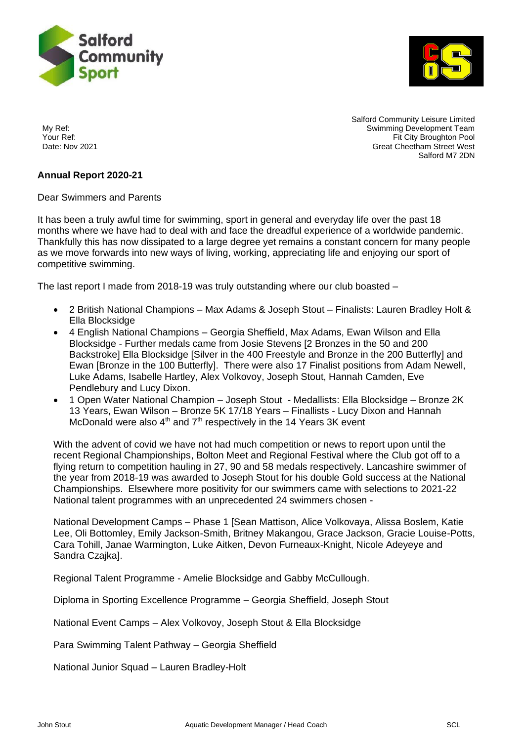My Ref:
Your Ref:
Date: Nov 2021

Salford Community Leisure Limited
Swimming Development Team
Fit City Broughton Pool
Great Cheetham Street West
Salford M7 2DN

**Annual Report 2020-21**

Dear Swimmers and Parents

It has been a truly awful time for swimming, sport in general and everyday life over the past 18 months where we have had to deal with and face the dreadful experience of a worldwide pandemic. Thankfully this has now dissipated to a large degree yet remains a constant concern for many people as we move forwards into new ways of living, working, appreciating life and enjoying our sport of competitive swimming.

The last report I made from 2018-19 was truly outstanding where our club boasted –

- 2 British National Champions – Max Adams & Joseph Stout – Finalists: Lauren Bradley Holt & Ella Blocksidge
- 4 English National Champions – Georgia Sheffield, Max Adams, Ewan Wilson and Ella Blocksidge - Further medals came from Josie Stevens [2 Bronzes in the 50 and 200 Backstroke] Ella Blocksidge [Silver in the 400 Freestyle and Bronze in the 200 Butterfly] and Ewan [Bronze in the 100 Butterfly]. There were also 17 Finalist positions from Adam Newell, Luke Adams, Isabelle Hartley, Alex Volkovoy, Joseph Stout, Hannah Camden, Eve Pendlebury and Lucy Dixon.
- 1 Open Water National Champion – Joseph Stout - Medallists: Ella Blocksidge – Bronze 2K 13 Years, Ewan Wilson – Bronze 5K 17/18 Years – Finallists - Lucy Dixon and Hannah McDonald were also 4th and 7th respectively in the 14 Years 3K event

With the advent of covid we have not had much competition or news to report upon until the recent Regional Championships, Bolton Meet and Regional Festival where the Club got off to a flying return to competition hauling in 27, 90 and 58 medals respectively. Lancashire swimmer of the year from 2018-19 was awarded to Joseph Stout for his double Gold success at the National Championships. Elsewhere more positivity for our swimmers came with selections to 2021-22 National talent programmes with an unprecedented 24 swimmers chosen -

National Development Camps – Phase 1 [Sean Mattison, Alice Volkovaya, Alissa Boslem, Katie Lee, Oli Bottomley, Emily Jackson-Smith, Britney Makangou, Grace Jackson, Gracie Louise-Potts, Cara Tohill, Janae Warmington, Luke Aitken, Devon Furneaux-Knight, Nicole Adeyeye and Sandra Czajka].

Regional Talent Programme - Amelie Blocksidge and Gabby McCullough.

Diploma in Sporting Excellence Programme – Georgia Sheffield, Joseph Stout

National Event Camps – Alex Volkovoy, Joseph Stout & Ella Blocksidge

Para Swimming Talent Pathway – Georgia Sheffield

National Junior Squad – Lauren Bradley-Holt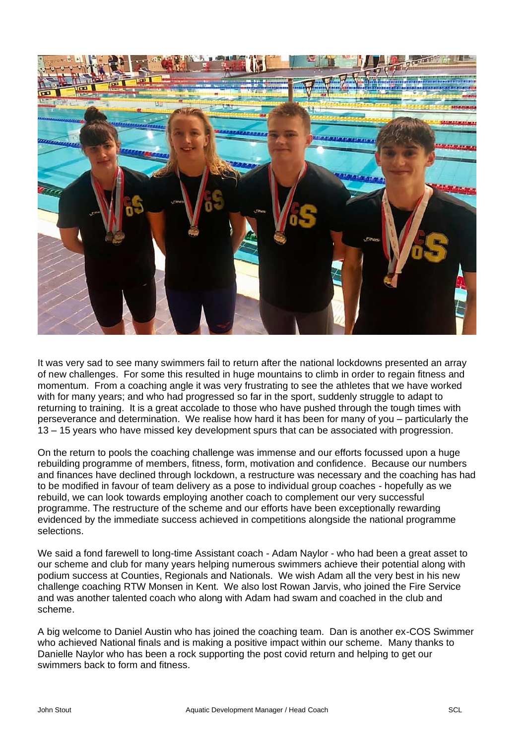It was very sad to see many swimmers fail to return after the national lockdowns presented an array of new challenges. For some this resulted in huge mountains to climb in order to regain fitness and momentum. From a coaching angle it was very frustrating to see the athletes that we have worked with for many years; and who had progressed so far in the sport, suddenly struggle to adapt to returning to training. It is a great accolade to those who have pushed through the tough times with perseverance and determination. We realise how hard it has been for many of you – particularly the 13 – 15 years who have missed key development spurs that can be associated with progression.

On the return to pools the coaching challenge was immense and our efforts focussed upon a huge rebuilding programme of members, fitness, form, motivation and confidence. Because our numbers and finances have declined through lockdown, a restructure was necessary and the coaching has had to be modified in favour of team delivery as a pose to individual group coaches - hopefully as we rebuild, we can look towards employing another coach to complement our very successful programme. The restructure of the scheme and our efforts have been exceptionally rewarding evidenced by the immediate success achieved in competitions alongside the national programme selections.

We said a fond farewell to long-time Assistant coach - Adam Naylor - who had been a great asset to our scheme and club for many years helping numerous swimmers achieve their potential along with podium success at Counties, Regionals and Nationals. We wish Adam all the very best in his new challenge coaching RTW Monsen in Kent. We also lost Rowan Jarvis, who joined the Fire Service and was another talented coach who along with Adam had swam and coached in the club and scheme.

A big welcome to Daniel Austin who has joined the coaching team. Dan is another ex-COS Swimmer who achieved National finals and is making a positive impact within our scheme. Many thanks to Danielle Naylor who has been a rock supporting the post covid return and helping to get our swimmers back to form and fitness.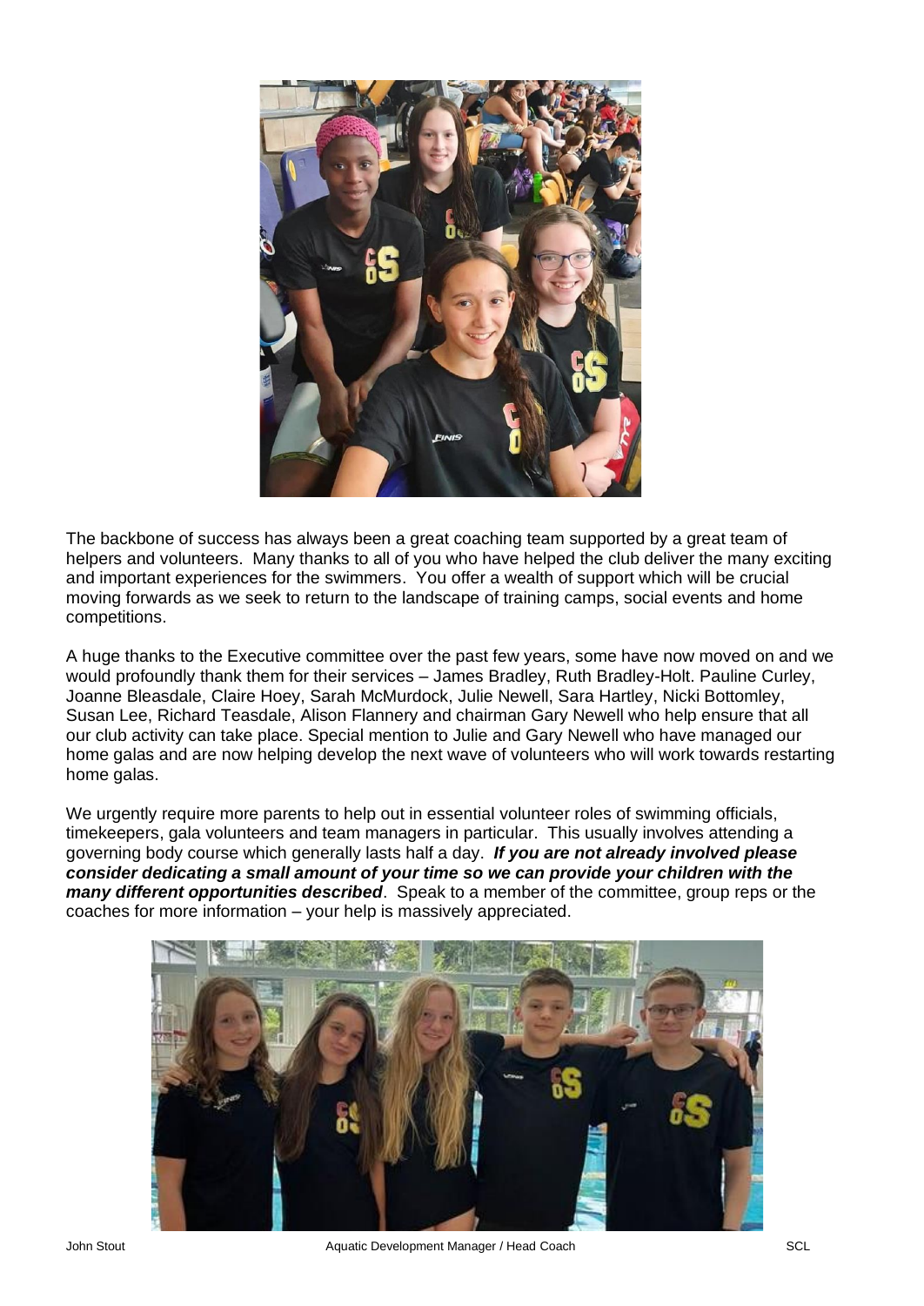The backbone of success has always been a great coaching team supported by a great team of helpers and volunteers. Many thanks to all of you who have helped the club deliver the many exciting and important experiences for the swimmers. You offer a wealth of support which will be crucial moving forwards as we seek to return to the landscape of training camps, social events and home competitions.

A huge thanks to the Executive committee over the past few years, some have now moved on and we would profoundly thank them for their services – James Bradley, Ruth Bradley-Holt. Pauline Curley, Joanne Bleasdale, Claire Hoey, Sarah McMurdock, Julie Newell, Sara Hartley, Nicki Bottomley, Susan Lee, Richard Teasdale, Alison Flannery and chairman Gary Newell who help ensure that all our club activity can take place. Special mention to Julie and Gary Newell who have managed our home galas and are now helping develop the next wave of volunteers who will work towards restarting home galas.

We urgently require more parents to help out in essential volunteer roles of swimming officials, timekeepers, gala volunteers and team managers in particular. This usually involves attending a governing body course which generally lasts half a day. ***If you are not already involved please consider dedicating a small amount of your time so we can provide your children with the many different opportunities described***. Speak to a member of the committee, group reps or the coaches for more information – your help is massively appreciated.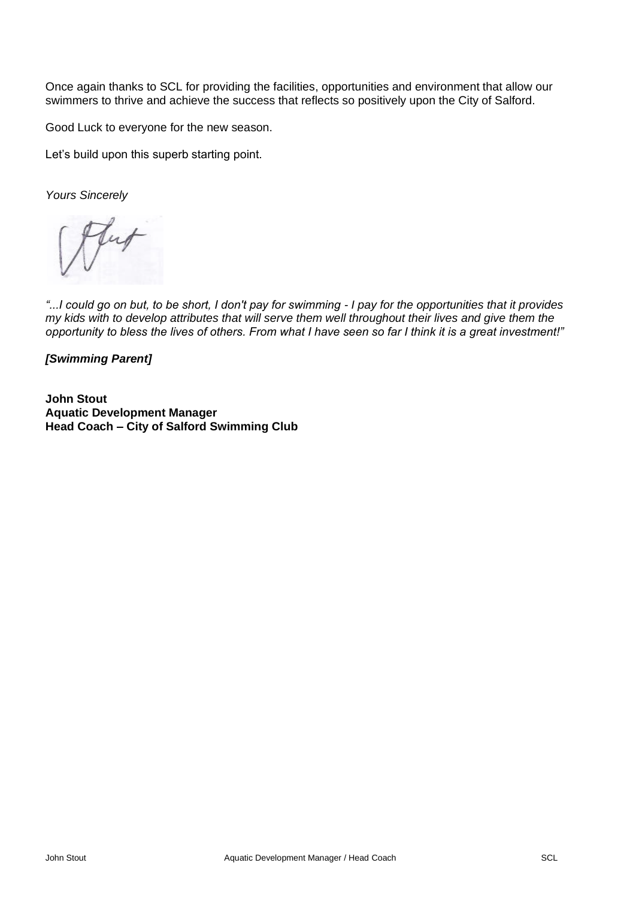Once again thanks to SCL for providing the facilities, opportunities and environment that allow our swimmers to thrive and achieve the success that reflects so positively upon the City of Salford.

Good Luck to everyone for the new season.

Let's build upon this superb starting point.

*Yours Sincerely*

*"...I could go on but, to be short, I don't pay for swimming - I pay for the opportunities that it provides my kids with to develop attributes that will serve them well throughout their lives and give them the opportunity to bless the lives of others. From what I have seen so far I think it is a great investment!"*

***[Swimming Parent]***

**John Stout**
**Aquatic Development Manager**
**Head Coach – City of Salford Swimming Club**